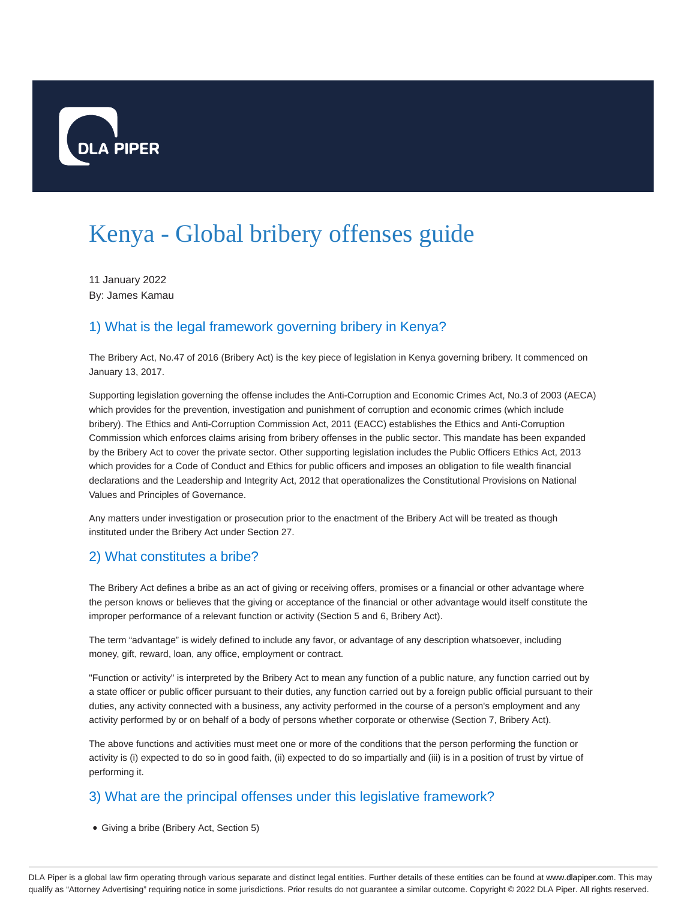# Kenya - Global bribery offenses guide

11 January 2022
By: James Kamau

## 1) What is the legal framework governing bribery in Kenya?

The Bribery Act, No.47 of 2016 (Bribery Act) is the key piece of legislation in Kenya governing bribery. It commenced on January 13, 2017.

Supporting legislation governing the offense includes the Anti-Corruption and Economic Crimes Act, No.3 of 2003 (AECA) which provides for the prevention, investigation and punishment of corruption and economic crimes (which include bribery). The Ethics and Anti-Corruption Commission Act, 2011 (EACC) establishes the Ethics and Anti-Corruption Commission which enforces claims arising from bribery offenses in the public sector. This mandate has been expanded by the Bribery Act to cover the private sector. Other supporting legislation includes the Public Officers Ethics Act, 2013 which provides for a Code of Conduct and Ethics for public officers and imposes an obligation to file wealth financial declarations and the Leadership and Integrity Act, 2012 that operationalizes the Constitutional Provisions on National Values and Principles of Governance.

Any matters under investigation or prosecution prior to the enactment of the Bribery Act will be treated as though instituted under the Bribery Act under Section 27.

## 2) What constitutes a bribe?

The Bribery Act defines a bribe as an act of giving or receiving offers, promises or a financial or other advantage where the person knows or believes that the giving or acceptance of the financial or other advantage would itself constitute the improper performance of a relevant function or activity (Section 5 and 6, Bribery Act).

The term "advantage" is widely defined to include any favor, or advantage of any description whatsoever, including money, gift, reward, loan, any office, employment or contract.

"Function or activity" is interpreted by the Bribery Act to mean any function of a public nature, any function carried out by a state officer or public officer pursuant to their duties, any function carried out by a foreign public official pursuant to their duties, any activity connected with a business, any activity performed in the course of a person's employment and any activity performed by or on behalf of a body of persons whether corporate or otherwise (Section 7, Bribery Act).

The above functions and activities must meet one or more of the conditions that the person performing the function or activity is (i) expected to do so in good faith, (ii) expected to do so impartially and (iii) is in a position of trust by virtue of performing it.

## 3) What are the principal offenses under this legislative framework?

- Giving a bribe (Bribery Act, Section 5)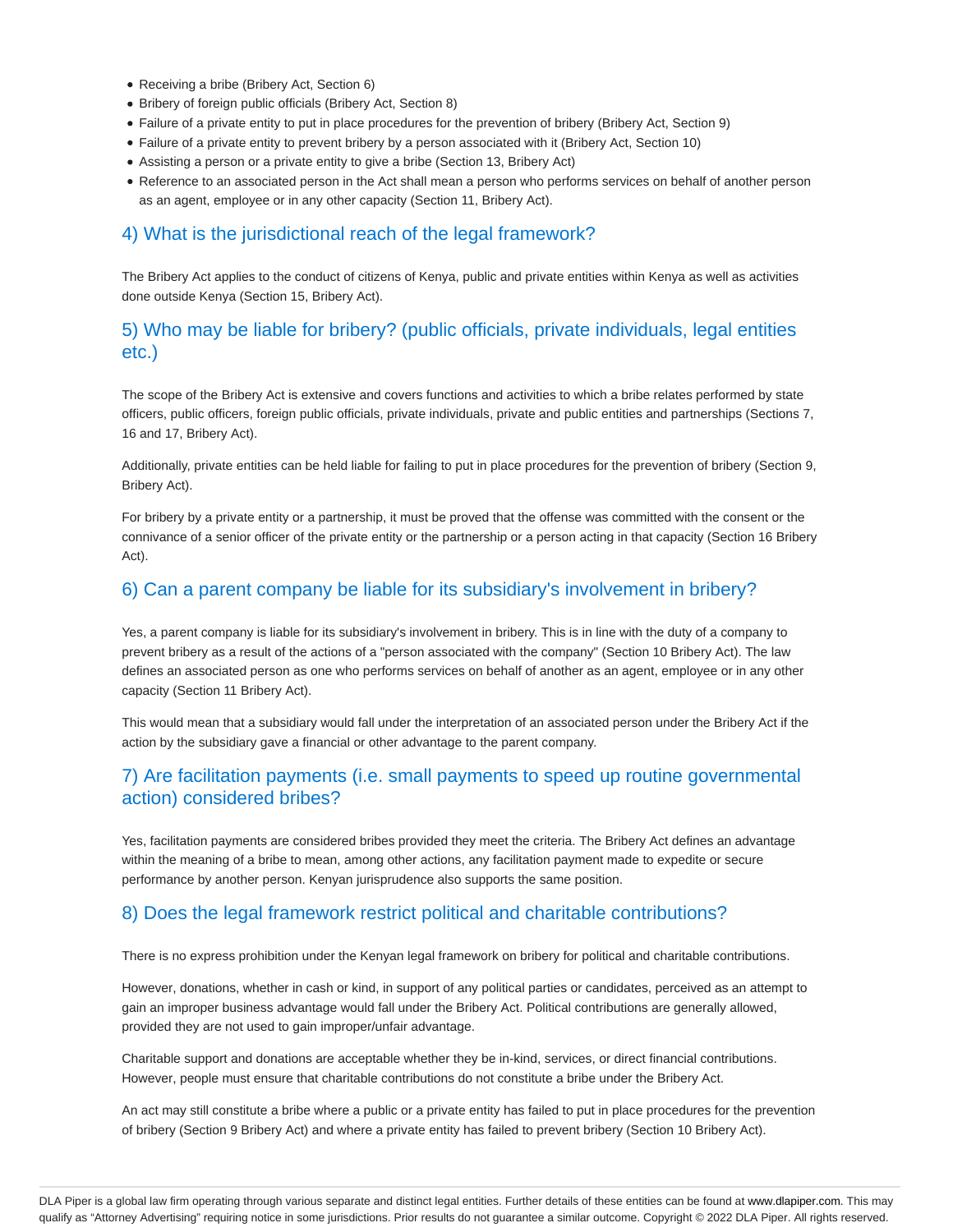- Receiving a bribe (Bribery Act, Section 6)
- Bribery of foreign public officials (Bribery Act, Section 8)
- Failure of a private entity to put in place procedures for the prevention of bribery (Bribery Act, Section 9)
- Failure of a private entity to prevent bribery by a person associated with it (Bribery Act, Section 10)
- Assisting a person or a private entity to give a bribe (Section 13, Bribery Act)
- Reference to an associated person in the Act shall mean a person who performs services on behalf of another person as an agent, employee or in any other capacity (Section 11, Bribery Act).

## 4) What is the jurisdictional reach of the legal framework?

The Bribery Act applies to the conduct of citizens of Kenya, public and private entities within Kenya as well as activities done outside Kenya (Section 15, Bribery Act).

## 5) Who may be liable for bribery? (public officials, private individuals, legal entities etc.)

The scope of the Bribery Act is extensive and covers functions and activities to which a bribe relates performed by state officers, public officers, foreign public officials, private individuals, private and public entities and partnerships (Sections 7, 16 and 17, Bribery Act).

Additionally, private entities can be held liable for failing to put in place procedures for the prevention of bribery (Section 9, Bribery Act).

For bribery by a private entity or a partnership, it must be proved that the offense was committed with the consent or the connivance of a senior officer of the private entity or the partnership or a person acting in that capacity (Section 16 Bribery Act).

## 6) Can a parent company be liable for its subsidiary's involvement in bribery?

Yes, a parent company is liable for its subsidiary's involvement in bribery. This is in line with the duty of a company to prevent bribery as a result of the actions of a "person associated with the company" (Section 10 Bribery Act). The law defines an associated person as one who performs services on behalf of another as an agent, employee or in any other capacity (Section 11 Bribery Act).

This would mean that a subsidiary would fall under the interpretation of an associated person under the Bribery Act if the action by the subsidiary gave a financial or other advantage to the parent company.

## 7) Are facilitation payments (i.e. small payments to speed up routine governmental action) considered bribes?

Yes, facilitation payments are considered bribes provided they meet the criteria. The Bribery Act defines an advantage within the meaning of a bribe to mean, among other actions, any facilitation payment made to expedite or secure performance by another person. Kenyan jurisprudence also supports the same position.

## 8) Does the legal framework restrict political and charitable contributions?

There is no express prohibition under the Kenyan legal framework on bribery for political and charitable contributions.

However, donations, whether in cash or kind, in support of any political parties or candidates, perceived as an attempt to gain an improper business advantage would fall under the Bribery Act. Political contributions are generally allowed, provided they are not used to gain improper/unfair advantage.

Charitable support and donations are acceptable whether they be in-kind, services, or direct financial contributions. However, people must ensure that charitable contributions do not constitute a bribe under the Bribery Act.

An act may still constitute a bribe where a public or a private entity has failed to put in place procedures for the prevention of bribery (Section 9 Bribery Act) and where a private entity has failed to prevent bribery (Section 10 Bribery Act).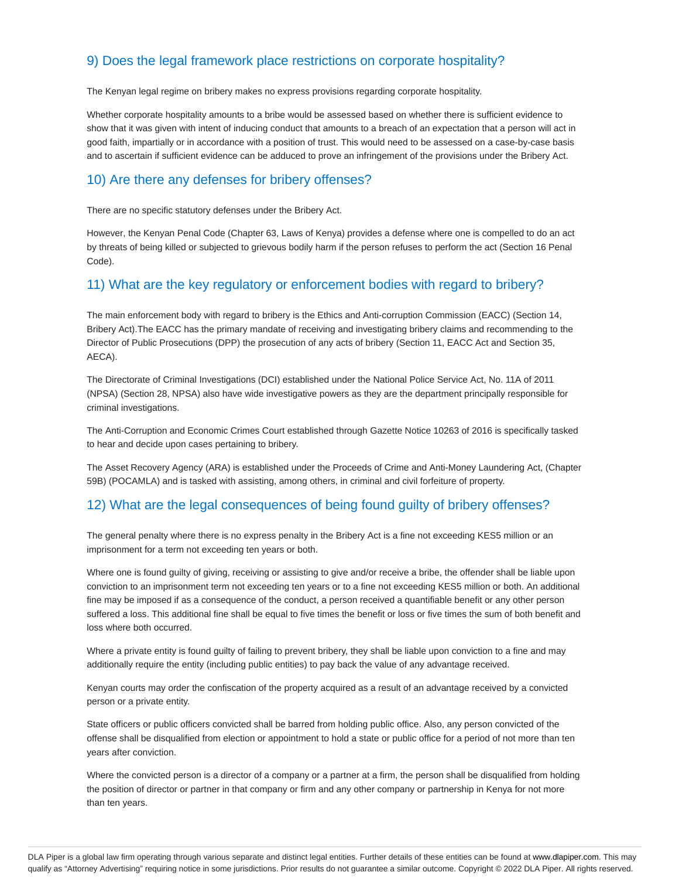## 9) Does the legal framework place restrictions on corporate hospitality?

The Kenyan legal regime on bribery makes no express provisions regarding corporate hospitality.

Whether corporate hospitality amounts to a bribe would be assessed based on whether there is sufficient evidence to show that it was given with intent of inducing conduct that amounts to a breach of an expectation that a person will act in good faith, impartially or in accordance with a position of trust. This would need to be assessed on a case-by-case basis and to ascertain if sufficient evidence can be adduced to prove an infringement of the provisions under the Bribery Act.

## 10) Are there any defenses for bribery offenses?

There are no specific statutory defenses under the Bribery Act.

However, the Kenyan Penal Code (Chapter 63, Laws of Kenya) provides a defense where one is compelled to do an act by threats of being killed or subjected to grievous bodily harm if the person refuses to perform the act (Section 16 Penal Code).

## 11) What are the key regulatory or enforcement bodies with regard to bribery?

The main enforcement body with regard to bribery is the Ethics and Anti-corruption Commission (EACC) (Section 14, Bribery Act).The EACC has the primary mandate of receiving and investigating bribery claims and recommending to the Director of Public Prosecutions (DPP) the prosecution of any acts of bribery (Section 11, EACC Act and Section 35, AECA).

The Directorate of Criminal Investigations (DCI) established under the National Police Service Act, No. 11A of 2011 (NPSA) (Section 28, NPSA) also have wide investigative powers as they are the department principally responsible for criminal investigations.

The Anti-Corruption and Economic Crimes Court established through Gazette Notice 10263 of 2016 is specifically tasked to hear and decide upon cases pertaining to bribery.

The Asset Recovery Agency (ARA) is established under the Proceeds of Crime and Anti-Money Laundering Act, (Chapter 59B) (POCAMLA) and is tasked with assisting, among others, in criminal and civil forfeiture of property.

## 12) What are the legal consequences of being found guilty of bribery offenses?

The general penalty where there is no express penalty in the Bribery Act is a fine not exceeding KES5 million or an imprisonment for a term not exceeding ten years or both.

Where one is found guilty of giving, receiving or assisting to give and/or receive a bribe, the offender shall be liable upon conviction to an imprisonment term not exceeding ten years or to a fine not exceeding KES5 million or both. An additional fine may be imposed if as a consequence of the conduct, a person received a quantifiable benefit or any other person suffered a loss. This additional fine shall be equal to five times the benefit or loss or five times the sum of both benefit and loss where both occurred.

Where a private entity is found guilty of failing to prevent bribery, they shall be liable upon conviction to a fine and may additionally require the entity (including public entities) to pay back the value of any advantage received.

Kenyan courts may order the confiscation of the property acquired as a result of an advantage received by a convicted person or a private entity.

State officers or public officers convicted shall be barred from holding public office. Also, any person convicted of the offense shall be disqualified from election or appointment to hold a state or public office for a period of not more than ten years after conviction.

Where the convicted person is a director of a company or a partner at a firm, the person shall be disqualified from holding the position of director or partner in that company or firm and any other company or partnership in Kenya for not more than ten years.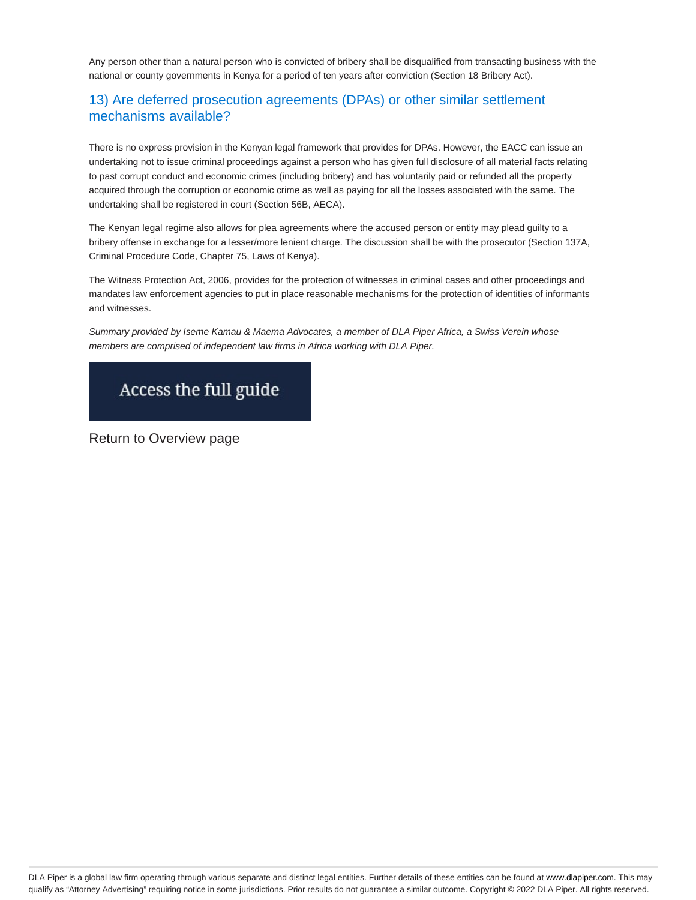Any person other than a natural person who is convicted of bribery shall be disqualified from transacting business with the national or county governments in Kenya for a period of ten years after conviction (Section 18 Bribery Act).

## 13) Are deferred prosecution agreements (DPAs) or other similar settlement mechanisms available?

There is no express provision in the Kenyan legal framework that provides for DPAs. However, the EACC can issue an undertaking not to issue criminal proceedings against a person who has given full disclosure of all material facts relating to past corrupt conduct and economic crimes (including bribery) and has voluntarily paid or refunded all the property acquired through the corruption or economic crime as well as paying for all the losses associated with the same. The undertaking shall be registered in court (Section 56B, AECA).

The Kenyan legal regime also allows for plea agreements where the accused person or entity may plead guilty to a bribery offense in exchange for a lesser/more lenient charge. The discussion shall be with the prosecutor (Section 137A, Criminal Procedure Code, Chapter 75, Laws of Kenya).

The Witness Protection Act, 2006, provides for the protection of witnesses in criminal cases and other proceedings and mandates law enforcement agencies to put in place reasonable mechanisms for the protection of identities of informants and witnesses.

*Summary provided by Iseme Kamau & Maema Advocates, a member of DLA Piper Africa, a Swiss Verein whose members are comprised of independent law firms in Africa working with DLA Piper.*

Access the full guide

Return to Overview page

DLA Piper is a global law firm operating through various separate and distinct legal entities. Further details of these entities can be found at www.dlapiper.com. This may qualify as "Attorney Advertising" requiring notice in some jurisdictions. Prior results do not guarantee a similar outcome. Copyright © 2022 DLA Piper. All rights reserved.